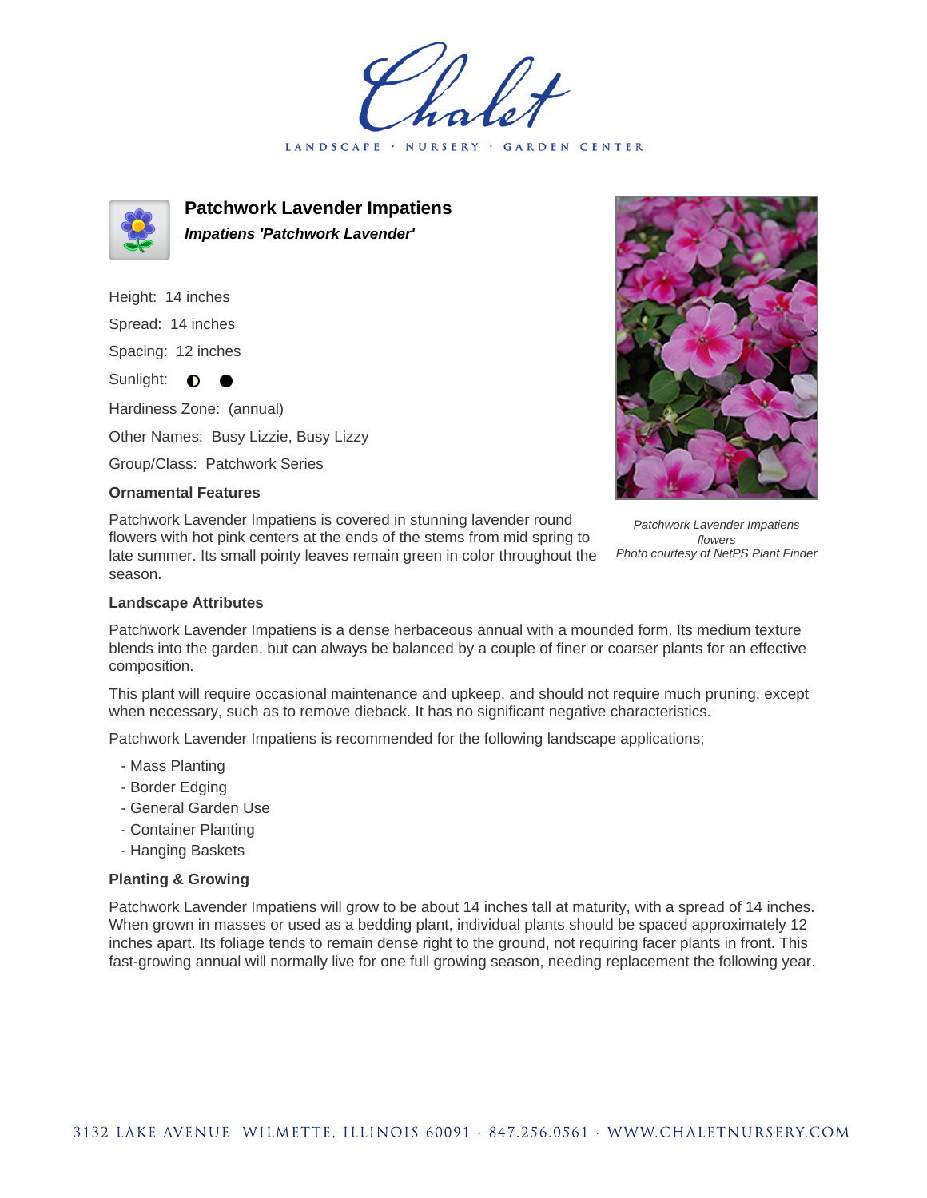LANDSCAPE · NURSERY · GARDEN CENTER

# Patchwork Lavender Impatiens

***Impatiens 'Patchwork Lavender'***

Height: 14 inches

Spread: 14 inches

Spacing: 12 inches

Sunlight: ◐ ●

Hardiness Zone: (annual)

Other Names: Busy Lizzie, Busy Lizzy

Group/Class: Patchwork Series

### Ornamental Features

Patchwork Lavender Impatiens is covered in stunning lavender round flowers with hot pink centers at the ends of the stems from mid spring to late summer. Its small pointy leaves remain green in color throughout the season.

*Patchwork Lavender Impatiens flowers*
*Photo courtesy of NetPS Plant Finder*

### Landscape Attributes

Patchwork Lavender Impatiens is a dense herbaceous annual with a mounded form. Its medium texture blends into the garden, but can always be balanced by a couple of finer or coarser plants for an effective composition.

This plant will require occasional maintenance and upkeep, and should not require much pruning, except when necessary, such as to remove dieback. It has no significant negative characteristics.

Patchwork Lavender Impatiens is recommended for the following landscape applications;

- Mass Planting
- Border Edging
- General Garden Use
- Container Planting
- Hanging Baskets

### Planting & Growing

Patchwork Lavender Impatiens will grow to be about 14 inches tall at maturity, with a spread of 14 inches. When grown in masses or used as a bedding plant, individual plants should be spaced approximately 12 inches apart. Its foliage tends to remain dense right to the ground, not requiring facer plants in front. This fast-growing annual will normally live for one full growing season, needing replacement the following year.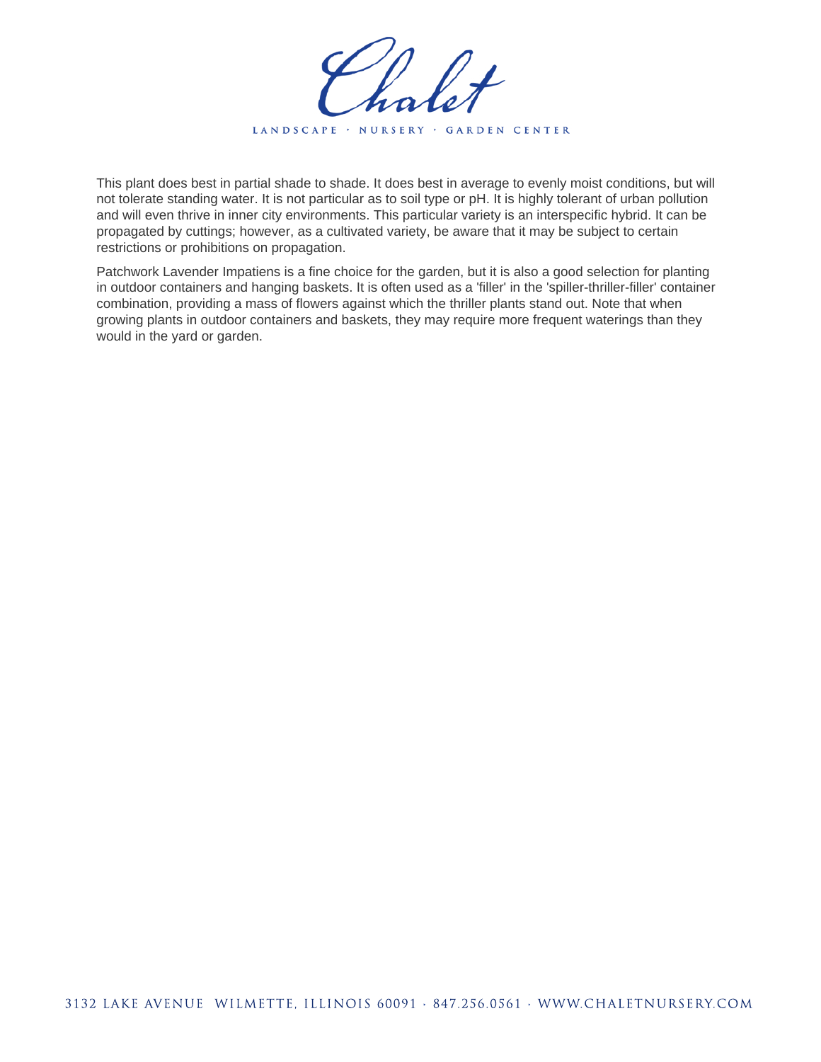This plant does best in partial shade to shade. It does best in average to evenly moist conditions, but will not tolerate standing water. It is not particular as to soil type or pH. It is highly tolerant of urban pollution and will even thrive in inner city environments. This particular variety is an interspecific hybrid. It can be propagated by cuttings; however, as a cultivated variety, be aware that it may be subject to certain restrictions or prohibitions on propagation.

Patchwork Lavender Impatiens is a fine choice for the garden, but it is also a good selection for planting in outdoor containers and hanging baskets. It is often used as a 'filler' in the 'spiller-thriller-filler' container combination, providing a mass of flowers against which the thriller plants stand out. Note that when growing plants in outdoor containers and baskets, they may require more frequent waterings than they would in the yard or garden.